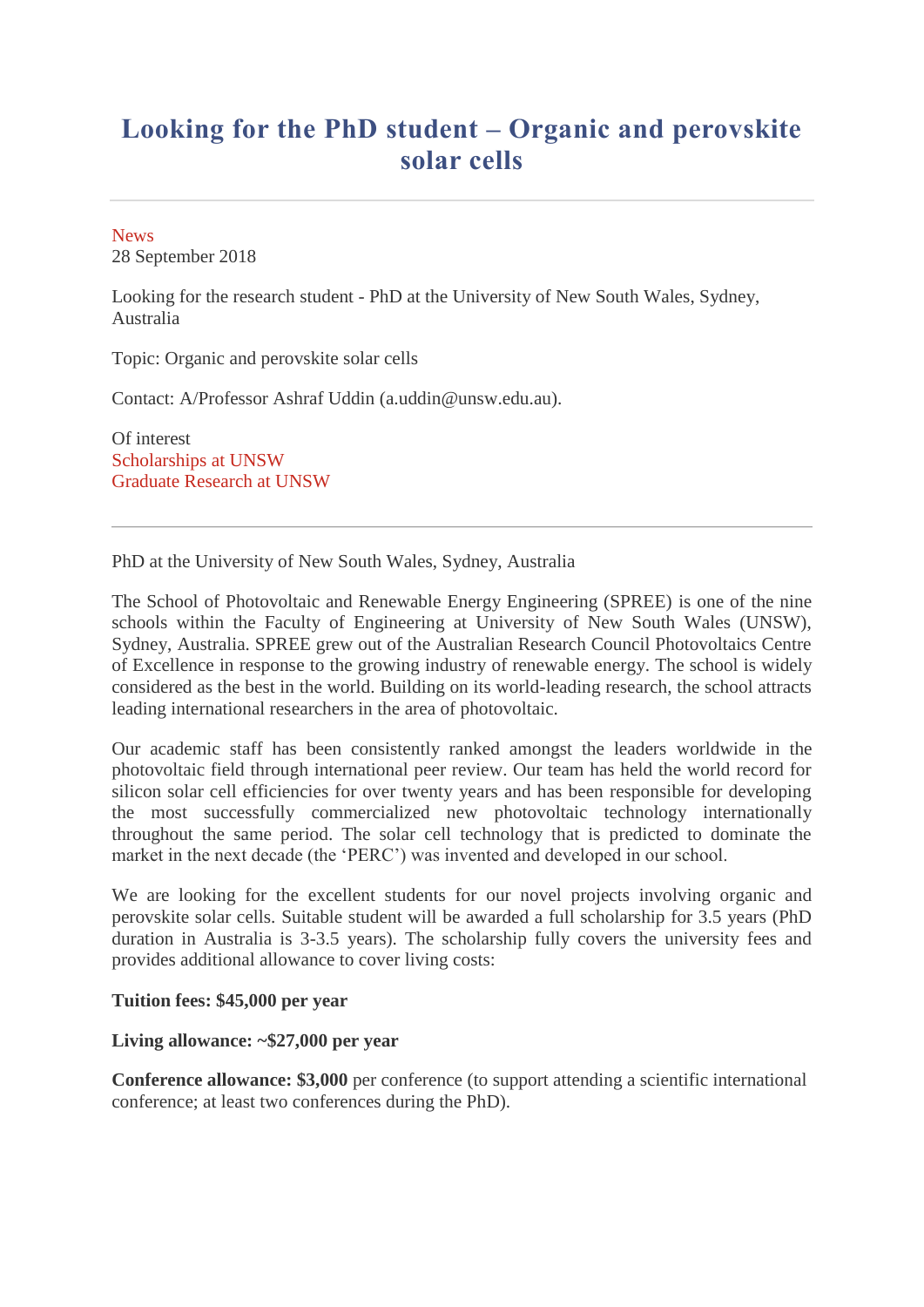# Looking for the PhD student – Organic and perovskite solar cells

---

News
28 September 2018

Looking for the research student - PhD at the University of New South Wales, Sydney, Australia

Topic: Organic and perovskite solar cells

Contact: A/Professor Ashraf Uddin (a.uddin@unsw.edu.au).

Of interest
Scholarships at UNSW
Graduate Research at UNSW

---

PhD at the University of New South Wales, Sydney, Australia

The School of Photovoltaic and Renewable Energy Engineering (SPREE) is one of the nine schools within the Faculty of Engineering at University of New South Wales (UNSW), Sydney, Australia. SPREE grew out of the Australian Research Council Photovoltaics Centre of Excellence in response to the growing industry of renewable energy. The school is widely considered as the best in the world. Building on its world-leading research, the school attracts leading international researchers in the area of photovoltaic.

Our academic staff has been consistently ranked amongst the leaders worldwide in the photovoltaic field through international peer review. Our team has held the world record for silicon solar cell efficiencies for over twenty years and has been responsible for developing the most successfully commercialized new photovoltaic technology internationally throughout the same period. The solar cell technology that is predicted to dominate the market in the next decade (the 'PERC') was invented and developed in our school.

We are looking for the excellent students for our novel projects involving organic and perovskite solar cells. Suitable student will be awarded a full scholarship for 3.5 years (PhD duration in Australia is 3-3.5 years). The scholarship fully covers the university fees and provides additional allowance to cover living costs:

**Tuition fees: $45,000 per year**

**Living allowance: ~$27,000 per year**

**Conference allowance: $3,000** per conference (to support attending a scientific international conference; at least two conferences during the PhD).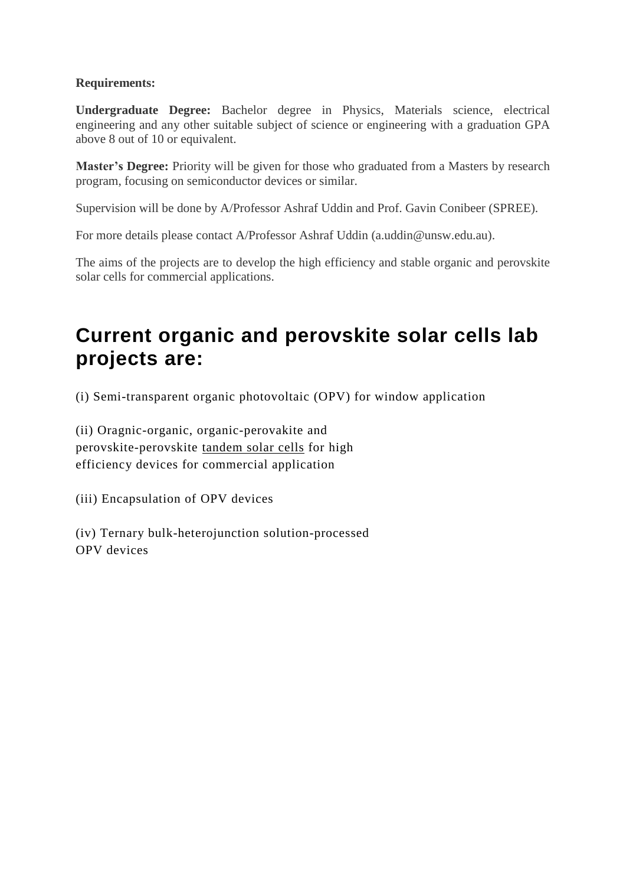**Requirements:**

**Undergraduate Degree:** Bachelor degree in Physics, Materials science, electrical engineering and any other suitable subject of science or engineering with a graduation GPA above 8 out of 10 or equivalent.

**Master's Degree:** Priority will be given for those who graduated from a Masters by research program, focusing on semiconductor devices or similar.

Supervision will be done by A/Professor Ashraf Uddin and Prof. Gavin Conibeer (SPREE).

For more details please contact A/Professor Ashraf Uddin (a.uddin@unsw.edu.au).

The aims of the projects are to develop the high efficiency and stable organic and perovskite solar cells for commercial applications.

# Current organic and perovskite solar cells lab projects are:

(i) Semi-transparent organic photovoltaic (OPV) for window application

(ii) Oragnic-organic, organic-perovakite and perovskite-perovskite tandem solar cells for high efficiency devices for commercial application

(iii) Encapsulation of OPV devices

(iv) Ternary bulk-heterojunction solution-processed OPV devices